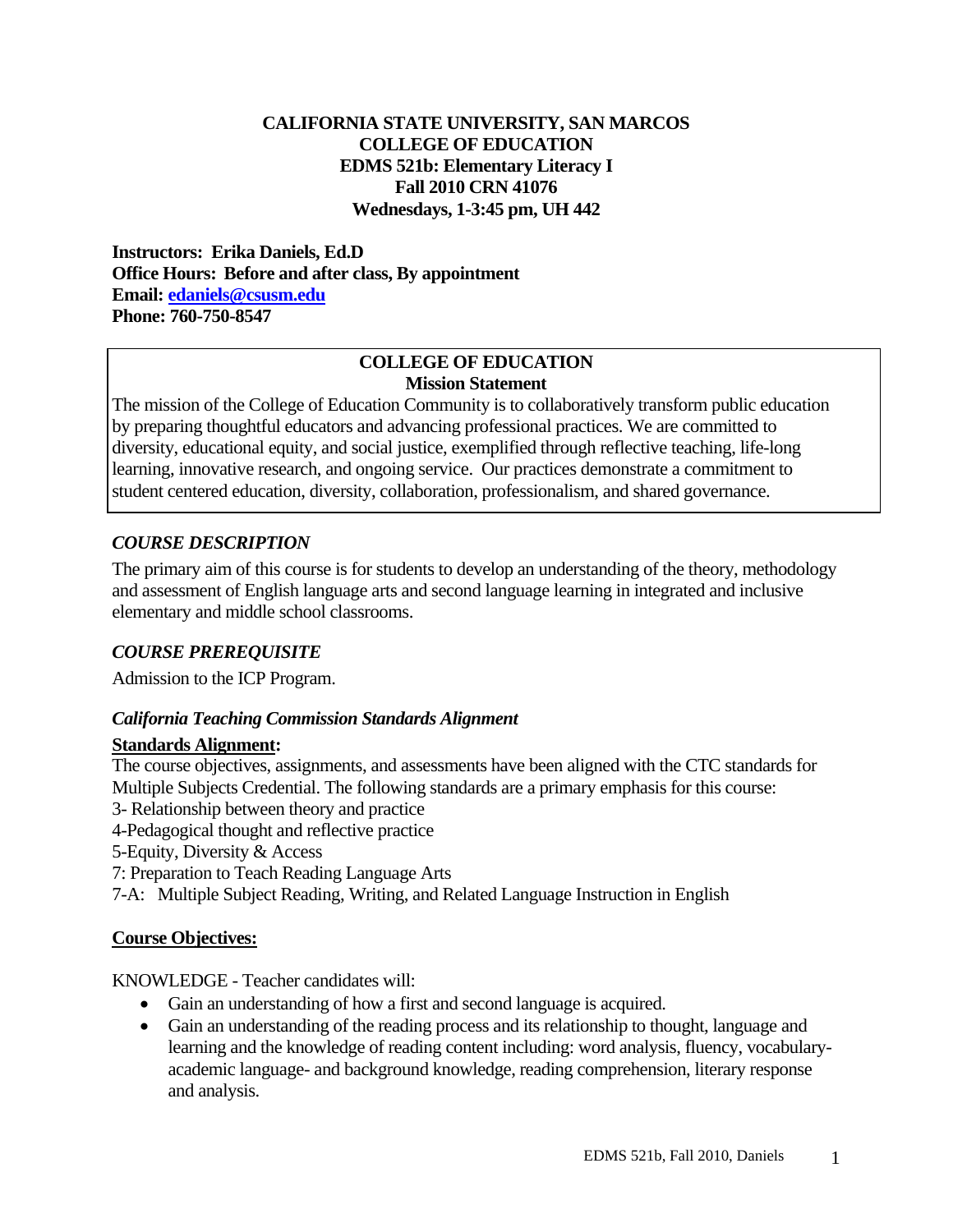**CALIFORNIA STATE UNIVERSITY, SAN MARCOS**
**COLLEGE OF EDUCATION**
**EDMS 521b: Elementary Literacy I**
**Fall 2010 CRN 41076**
**Wednesdays, 1-3:45 pm, UH 442**

**Instructors: Erika Daniels, Ed.D**
**Office Hours: Before and after class, By appointment**
**Email: edaniels@csusm.edu**
**Phone: 760-750-8547**

**COLLEGE OF EDUCATION**
**Mission Statement**

The mission of the College of Education Community is to collaboratively transform public education by preparing thoughtful educators and advancing professional practices. We are committed to diversity, educational equity, and social justice, exemplified through reflective teaching, life-long learning, innovative research, and ongoing service. Our practices demonstrate a commitment to student centered education, diversity, collaboration, professionalism, and shared governance.

### *COURSE DESCRIPTION*

The primary aim of this course is for students to develop an understanding of the theory, methodology and assessment of English language arts and second language learning in integrated and inclusive elementary and middle school classrooms.

### *COURSE PREREQUISITE*

Admission to the ICP Program.

#### *California Teaching Commission Standards Alignment*

**Standards Alignment:**

The course objectives, assignments, and assessments have been aligned with the CTC standards for Multiple Subjects Credential. The following standards are a primary emphasis for this course:

3- Relationship between theory and practice
4-Pedagogical thought and reflective practice
5-Equity, Diversity & Access
7: Preparation to Teach Reading Language Arts
7-A: Multiple Subject Reading, Writing, and Related Language Instruction in English

**Course Objectives:**

KNOWLEDGE - Teacher candidates will:

- Gain an understanding of how a first and second language is acquired.
- Gain an understanding of the reading process and its relationship to thought, language and learning and the knowledge of reading content including: word analysis, fluency, vocabulary-academic language- and background knowledge, reading comprehension, literary response and analysis.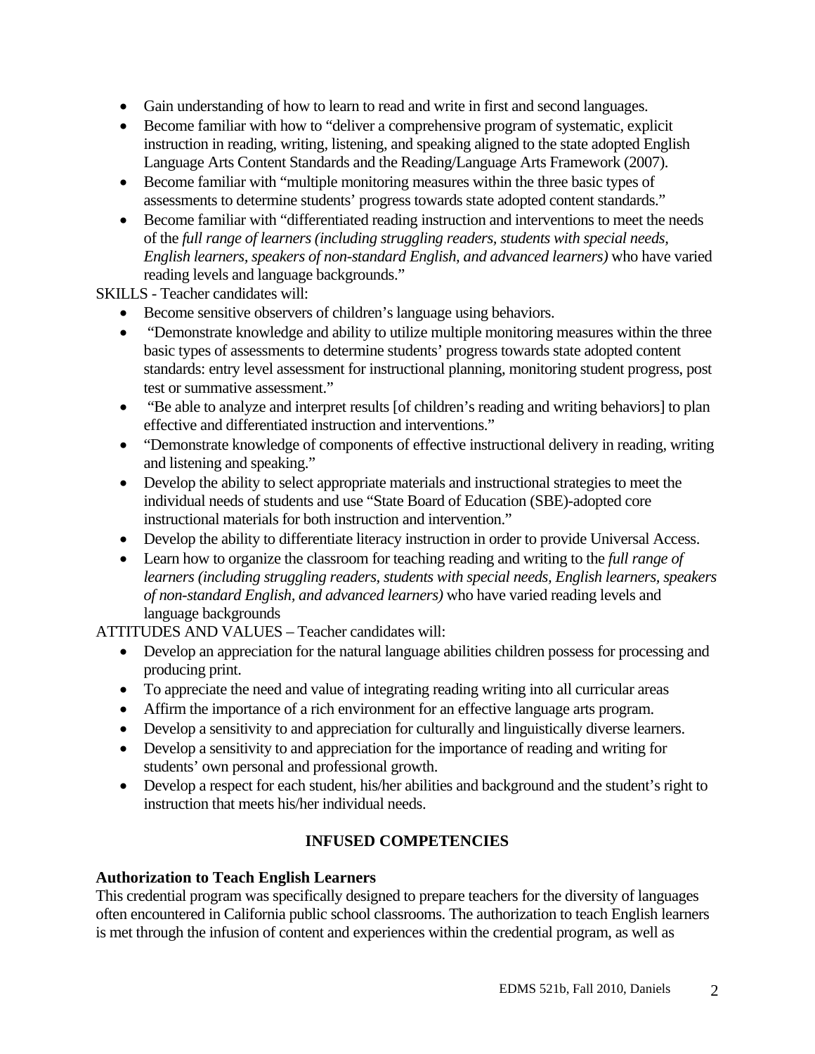- Gain understanding of how to learn to read and write in first and second languages.
- Become familiar with how to "deliver a comprehensive program of systematic, explicit instruction in reading, writing, listening, and speaking aligned to the state adopted English Language Arts Content Standards and the Reading/Language Arts Framework (2007).
- Become familiar with "multiple monitoring measures within the three basic types of assessments to determine students' progress towards state adopted content standards."
- Become familiar with "differentiated reading instruction and interventions to meet the needs of the *full range of learners (including struggling readers, students with special needs, English learners, speakers of non-standard English, and advanced learners)* who have varied reading levels and language backgrounds."

SKILLS - Teacher candidates will:

- Become sensitive observers of children's language using behaviors.
- "Demonstrate knowledge and ability to utilize multiple monitoring measures within the three basic types of assessments to determine students' progress towards state adopted content standards: entry level assessment for instructional planning, monitoring student progress, post test or summative assessment."
- "Be able to analyze and interpret results [of children's reading and writing behaviors] to plan effective and differentiated instruction and interventions."
- "Demonstrate knowledge of components of effective instructional delivery in reading, writing and listening and speaking."
- Develop the ability to select appropriate materials and instructional strategies to meet the individual needs of students and use "State Board of Education (SBE)-adopted core instructional materials for both instruction and intervention."
- Develop the ability to differentiate literacy instruction in order to provide Universal Access.
- Learn how to organize the classroom for teaching reading and writing to the *full range of learners (including struggling readers, students with special needs, English learners, speakers of non-standard English, and advanced learners)* who have varied reading levels and language backgrounds

ATTITUDES AND VALUES – Teacher candidates will:

- Develop an appreciation for the natural language abilities children possess for processing and producing print.
- To appreciate the need and value of integrating reading writing into all curricular areas
- Affirm the importance of a rich environment for an effective language arts program.
- Develop a sensitivity to and appreciation for culturally and linguistically diverse learners.
- Develop a sensitivity to and appreciation for the importance of reading and writing for students' own personal and professional growth.
- Develop a respect for each student, his/her abilities and background and the student's right to instruction that meets his/her individual needs.

## INFUSED COMPETENCIES

### Authorization to Teach English Learners

This credential program was specifically designed to prepare teachers for the diversity of languages often encountered in California public school classrooms. The authorization to teach English learners is met through the infusion of content and experiences within the credential program, as well as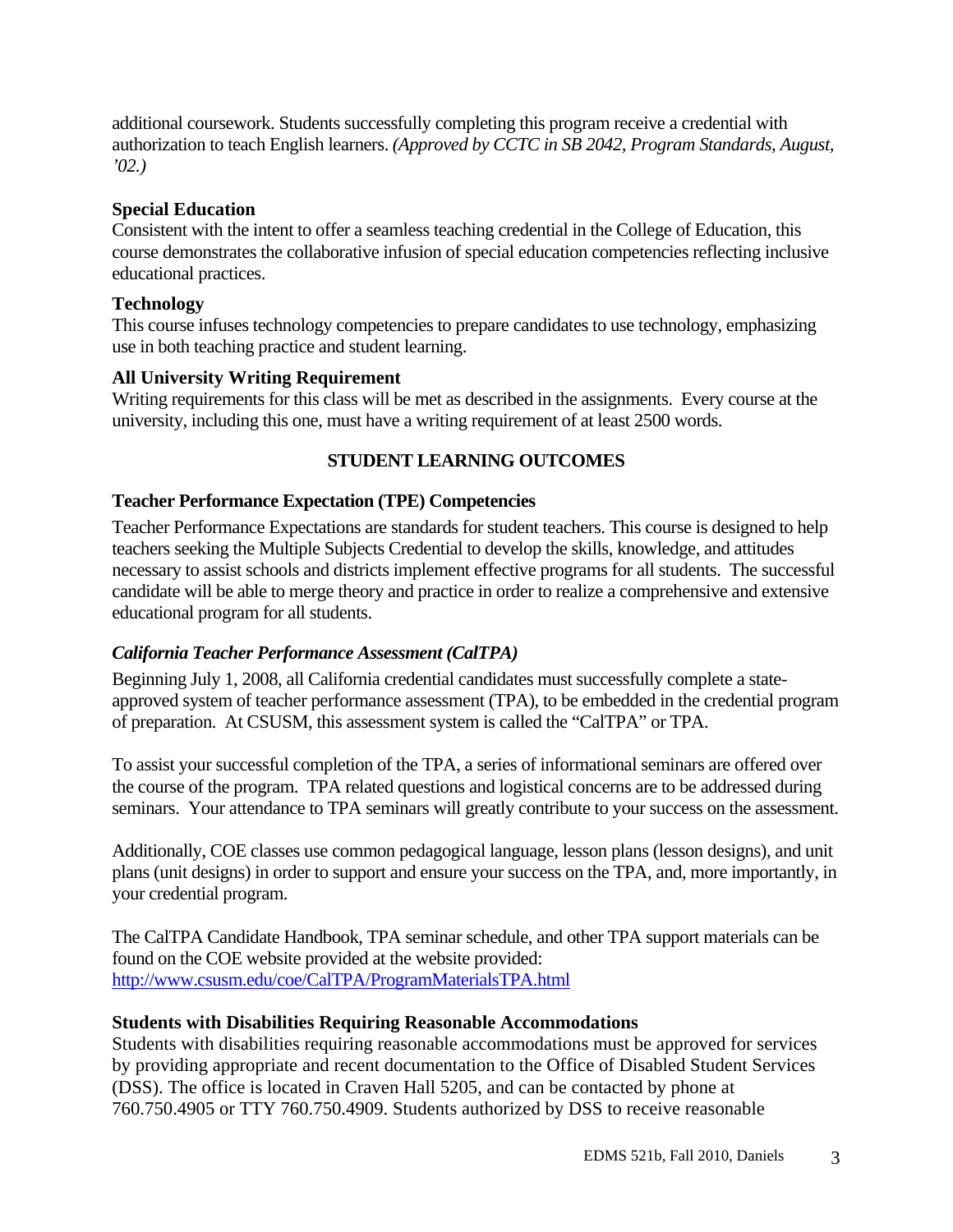additional coursework. Students successfully completing this program receive a credential with authorization to teach English learners. *(Approved by CCTC in SB 2042, Program Standards, August, '02.)*

**Special Education**

Consistent with the intent to offer a seamless teaching credential in the College of Education, this course demonstrates the collaborative infusion of special education competencies reflecting inclusive educational practices.

**Technology**

This course infuses technology competencies to prepare candidates to use technology, emphasizing use in both teaching practice and student learning.

**All University Writing Requirement**

Writing requirements for this class will be met as described in the assignments. Every course at the university, including this one, must have a writing requirement of at least 2500 words.

## STUDENT LEARNING OUTCOMES

**Teacher Performance Expectation (TPE) Competencies**

Teacher Performance Expectations are standards for student teachers. This course is designed to help teachers seeking the Multiple Subjects Credential to develop the skills, knowledge, and attitudes necessary to assist schools and districts implement effective programs for all students. The successful candidate will be able to merge theory and practice in order to realize a comprehensive and extensive educational program for all students.

***California Teacher Performance Assessment (CalTPA)***

Beginning July 1, 2008, all California credential candidates must successfully complete a state-approved system of teacher performance assessment (TPA), to be embedded in the credential program of preparation. At CSUSM, this assessment system is called the "CalTPA" or TPA.

To assist your successful completion of the TPA, a series of informational seminars are offered over the course of the program. TPA related questions and logistical concerns are to be addressed during seminars. Your attendance to TPA seminars will greatly contribute to your success on the assessment.

Additionally, COE classes use common pedagogical language, lesson plans (lesson designs), and unit plans (unit designs) in order to support and ensure your success on the TPA, and, more importantly, in your credential program.

The CalTPA Candidate Handbook, TPA seminar schedule, and other TPA support materials can be found on the COE website provided at the website provided: http://www.csusm.edu/coe/CalTPA/ProgramMaterialsTPA.html

**Students with Disabilities Requiring Reasonable Accommodations**

Students with disabilities requiring reasonable accommodations must be approved for services by providing appropriate and recent documentation to the Office of Disabled Student Services (DSS). The office is located in Craven Hall 5205, and can be contacted by phone at 760.750.4905 or TTY 760.750.4909. Students authorized by DSS to receive reasonable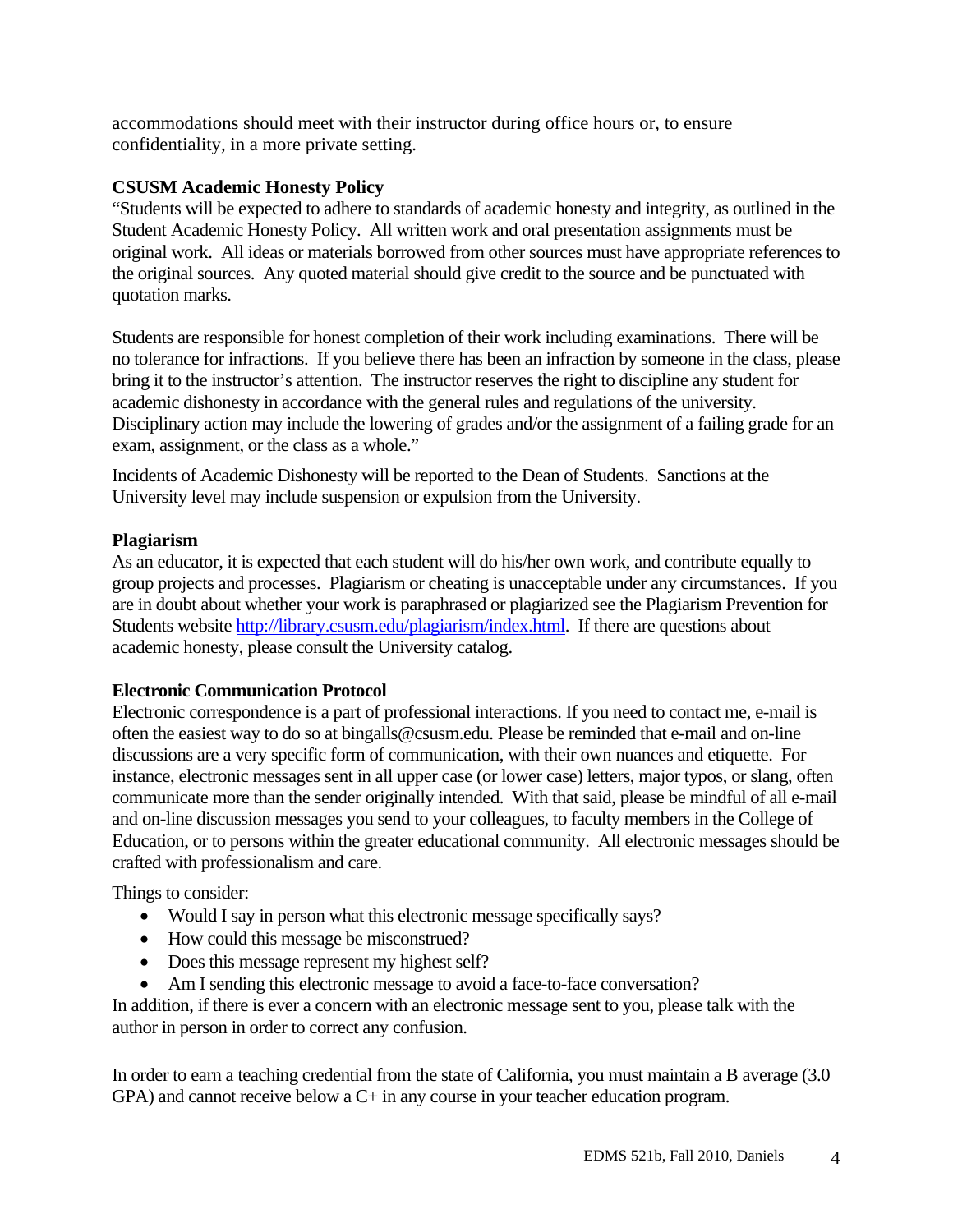accommodations should meet with their instructor during office hours or, to ensure confidentiality, in a more private setting.

### CSUSM Academic Honesty Policy

"Students will be expected to adhere to standards of academic honesty and integrity, as outlined in the Student Academic Honesty Policy. All written work and oral presentation assignments must be original work. All ideas or materials borrowed from other sources must have appropriate references to the original sources. Any quoted material should give credit to the source and be punctuated with quotation marks.

Students are responsible for honest completion of their work including examinations. There will be no tolerance for infractions. If you believe there has been an infraction by someone in the class, please bring it to the instructor's attention. The instructor reserves the right to discipline any student for academic dishonesty in accordance with the general rules and regulations of the university. Disciplinary action may include the lowering of grades and/or the assignment of a failing grade for an exam, assignment, or the class as a whole."

Incidents of Academic Dishonesty will be reported to the Dean of Students. Sanctions at the University level may include suspension or expulsion from the University.

### Plagiarism

As an educator, it is expected that each student will do his/her own work, and contribute equally to group projects and processes. Plagiarism or cheating is unacceptable under any circumstances. If you are in doubt about whether your work is paraphrased or plagiarized see the Plagiarism Prevention for Students website http://library.csusm.edu/plagiarism/index.html. If there are questions about academic honesty, please consult the University catalog.

### Electronic Communication Protocol

Electronic correspondence is a part of professional interactions. If you need to contact me, e-mail is often the easiest way to do so at bingalls@csusm.edu. Please be reminded that e-mail and on-line discussions are a very specific form of communication, with their own nuances and etiquette. For instance, electronic messages sent in all upper case (or lower case) letters, major typos, or slang, often communicate more than the sender originally intended. With that said, please be mindful of all e-mail and on-line discussion messages you send to your colleagues, to faculty members in the College of Education, or to persons within the greater educational community. All electronic messages should be crafted with professionalism and care.

Things to consider:

- Would I say in person what this electronic message specifically says?
- How could this message be misconstrued?
- Does this message represent my highest self?
- Am I sending this electronic message to avoid a face-to-face conversation?

In addition, if there is ever a concern with an electronic message sent to you, please talk with the author in person in order to correct any confusion.

In order to earn a teaching credential from the state of California, you must maintain a B average (3.0 GPA) and cannot receive below a C+ in any course in your teacher education program.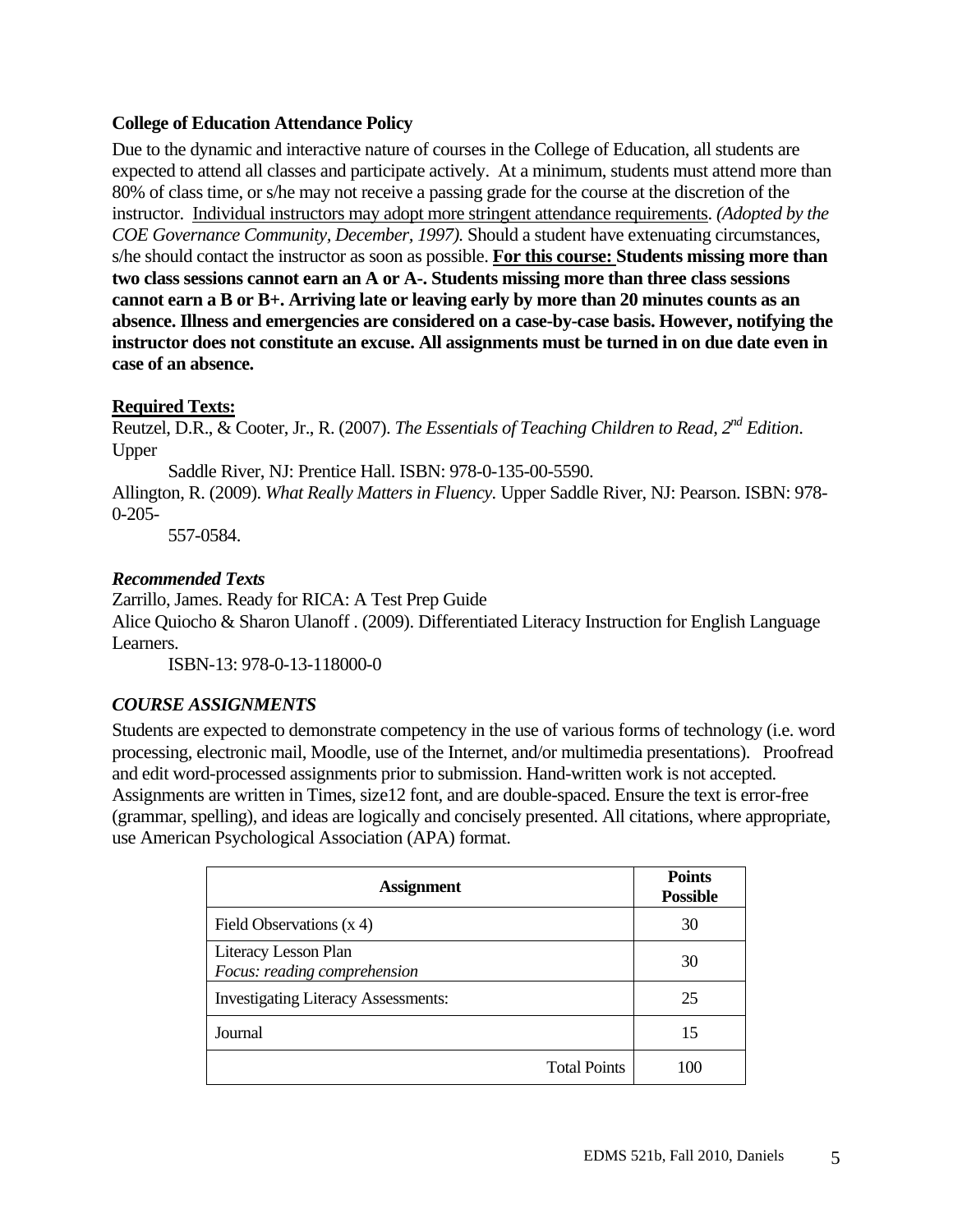**College of Education Attendance Policy**

Due to the dynamic and interactive nature of courses in the College of Education, all students are expected to attend all classes and participate actively. At a minimum, students must attend more than 80% of class time, or s/he may not receive a passing grade for the course at the discretion of the instructor. <u>Individual instructors may adopt more stringent attendance requirements</u>. *(Adopted by the COE Governance Community, December, 1997).* Should a student have extenuating circumstances, s/he should contact the instructor as soon as possible. **<u>For this course:</u> Students missing more than two class sessions cannot earn an A or A-. Students missing more than three class sessions cannot earn a B or B+. Arriving late or leaving early by more than 20 minutes counts as an absence. Illness and emergencies are considered on a case-by-case basis. However, notifying the instructor does not constitute an excuse. All assignments must be turned in on due date even in case of an absence.**

**<u>Required Texts:</u>**

Reutzel, D.R., & Cooter, Jr., R. (2007). *The Essentials of Teaching Children to Read, 2nd Edition*. Upper Saddle River, NJ: Prentice Hall. ISBN: 978-0-135-00-5590.

Allington, R. (2009). *What Really Matters in Fluency.* Upper Saddle River, NJ: Pearson. ISBN: 978-0-205-557-0584.

***Recommended Texts***

Zarrillo, James. Ready for RICA: A Test Prep Guide

Alice Quiocho & Sharon Ulanoff . (2009). Differentiated Literacy Instruction for English Language Learners.
ISBN-13: 978-0-13-118000-0

***COURSE ASSIGNMENTS***

Students are expected to demonstrate competency in the use of various forms of technology (i.e. word processing, electronic mail, Moodle, use of the Internet, and/or multimedia presentations). Proofread and edit word-processed assignments prior to submission. Hand-written work is not accepted. Assignments are written in Times, size12 font, and are double-spaced. Ensure the text is error-free (grammar, spelling), and ideas are logically and concisely presented. All citations, where appropriate, use American Psychological Association (APA) format.

| Assignment | Points Possible |
|---|---|
| Field Observations (x 4) | 30 |
| Literacy Lesson Plan *Focus: reading comprehension* | 30 |
| Investigating Literacy Assessments: | 25 |
| Journal | 15 |
| Total Points | 100 |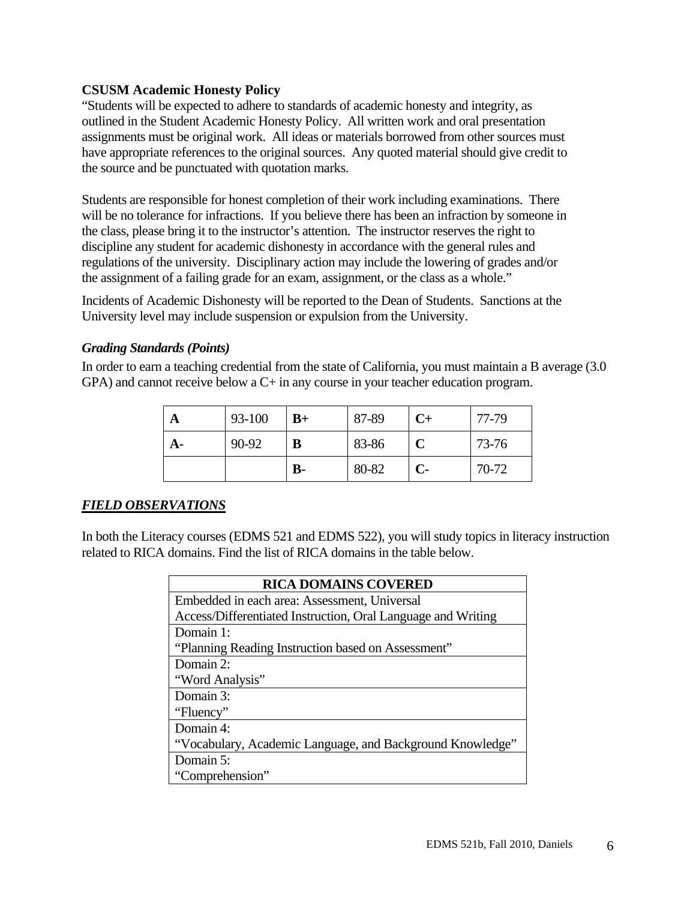**CSUSM Academic Honesty Policy**

"Students will be expected to adhere to standards of academic honesty and integrity, as outlined in the Student Academic Honesty Policy. All written work and oral presentation assignments must be original work. All ideas or materials borrowed from other sources must have appropriate references to the original sources. Any quoted material should give credit to the source and be punctuated with quotation marks.

Students are responsible for honest completion of their work including examinations. There will be no tolerance for infractions. If you believe there has been an infraction by someone in the class, please bring it to the instructor's attention. The instructor reserves the right to discipline any student for academic dishonesty in accordance with the general rules and regulations of the university. Disciplinary action may include the lowering of grades and/or the assignment of a failing grade for an exam, assignment, or the class as a whole."

Incidents of Academic Dishonesty will be reported to the Dean of Students. Sanctions at the University level may include suspension or expulsion from the University.

***Grading Standards (Points)***

In order to earn a teaching credential from the state of California, you must maintain a B average (3.0 GPA) and cannot receive below a C+ in any course in your teacher education program.

| **A** | 93-100 | **B+** | 87-89 | **C+** | 77-79 |
|---|---|---|---|---|---|
| **A-** | 90-92 | **B** | 83-86 | **C** | 73-76 |
| | | **B-** | 80-82 | **C-** | 70-72 |

***<u>FIELD OBSERVATIONS</u>***

In both the Literacy courses (EDMS 521 and EDMS 522), you will study topics in literacy instruction related to RICA domains. Find the list of RICA domains in the table below.

| **RICA DOMAINS COVERED** |
|---|
| Embedded in each area: Assessment, Universal Access/Differentiated Instruction, Oral Language and Writing |
| Domain 1: "Planning Reading Instruction based on Assessment" |
| Domain 2: "Word Analysis" |
| Domain 3: "Fluency" |
| Domain 4: "Vocabulary, Academic Language, and Background Knowledge" |
| Domain 5: "Comprehension" |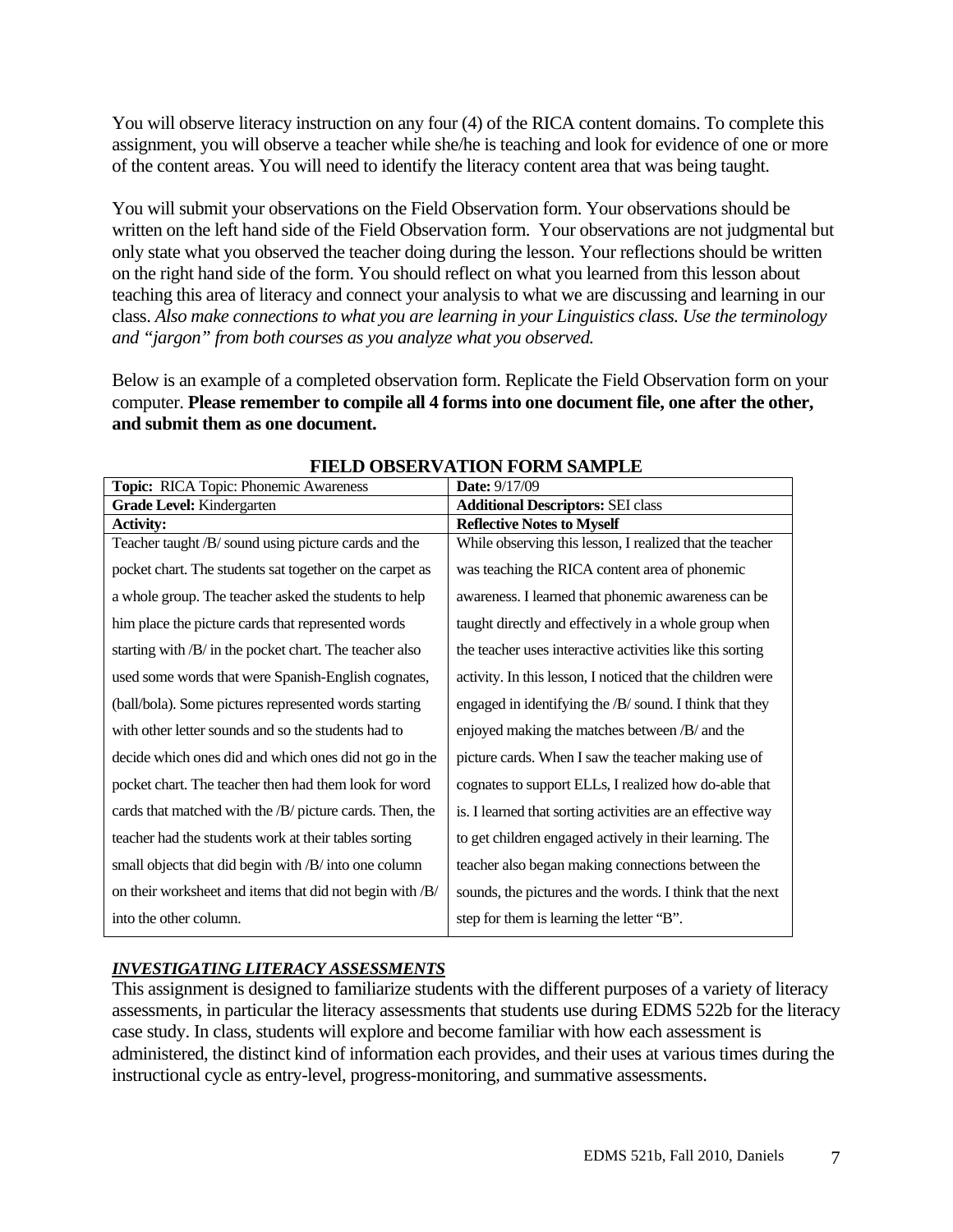You will observe literacy instruction on any four (4) of the RICA content domains. To complete this assignment, you will observe a teacher while she/he is teaching and look for evidence of one or more of the content areas. You will need to identify the literacy content area that was being taught.

You will submit your observations on the Field Observation form. Your observations should be written on the left hand side of the Field Observation form. Your observations are not judgmental but only state what you observed the teacher doing during the lesson. Your reflections should be written on the right hand side of the form. You should reflect on what you learned from this lesson about teaching this area of literacy and connect your analysis to what we are discussing and learning in our class. *Also make connections to what you are learning in your Linguistics class. Use the terminology and "jargon" from both courses as you analyze what you observed.*

Below is an example of a completed observation form. Replicate the Field Observation form on your computer. **Please remember to compile all 4 forms into one document file, one after the other, and submit them as one document.**

**FIELD OBSERVATION FORM SAMPLE**

| **Topic:** RICA Topic: Phonemic Awareness | **Date:** 9/17/09 |
|---|---|
| **Grade Level:** Kindergarten | **Additional Descriptors:** SEI class |
| **Activity:** | **Reflective Notes to Myself** |
| Teacher taught /B/ sound using picture cards and the pocket chart. The students sat together on the carpet as a whole group. The teacher asked the students to help him place the picture cards that represented words starting with /B/ in the pocket chart. The teacher also used some words that were Spanish-English cognates, (ball/bola). Some pictures represented words starting with other letter sounds and so the students had to decide which ones did and which ones did not go in the pocket chart. The teacher then had them look for word cards that matched with the /B/ picture cards. Then, the teacher had the students work at their tables sorting small objects that did begin with /B/ into one column on their worksheet and items that did not begin with /B/ into the other column. | While observing this lesson, I realized that the teacher was teaching the RICA content area of phonemic awareness. I learned that phonemic awareness can be taught directly and effectively in a whole group when the teacher uses interactive activities like this sorting activity. In this lesson, I noticed that the children were engaged in identifying the /B/ sound. I think that they enjoyed making the matches between /B/ and the picture cards. When I saw the teacher making use of cognates to support ELLs, I realized how do-able that is. I learned that sorting activities are an effective way to get children engaged actively in their learning. The teacher also began making connections between the sounds, the pictures and the words. I think that the next step for them is learning the letter "B". |

### *INVESTIGATING LITERACY ASSESSMENTS*

This assignment is designed to familiarize students with the different purposes of a variety of literacy assessments, in particular the literacy assessments that students use during EDMS 522b for the literacy case study. In class, students will explore and become familiar with how each assessment is administered, the distinct kind of information each provides, and their uses at various times during the instructional cycle as entry-level, progress-monitoring, and summative assessments.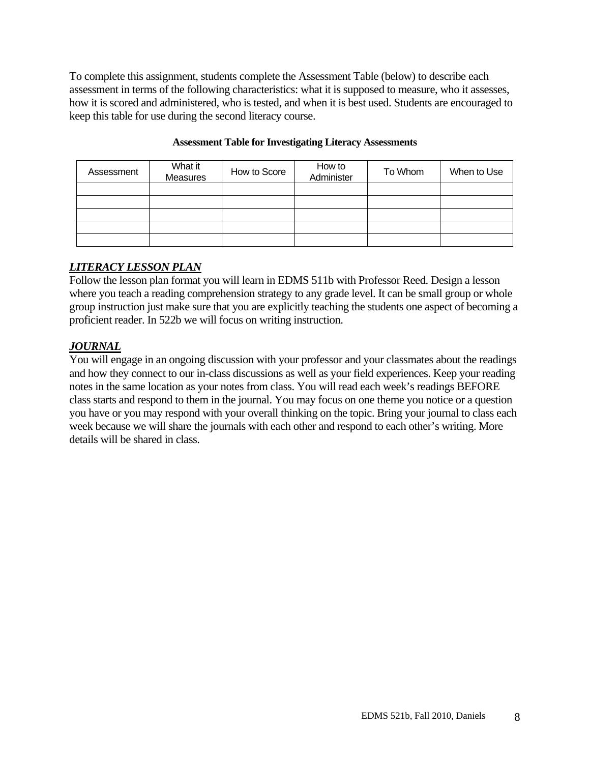To complete this assignment, students complete the Assessment Table (below) to describe each assessment in terms of the following characteristics: what it is supposed to measure, who it assesses, how it is scored and administered, who is tested, and when it is best used. Students are encouraged to keep this table for use during the second literacy course.

**Assessment Table for Investigating Literacy Assessments**

| Assessment | What it Measures | How to Score | How to Administer | To Whom | When to Use |
|---|---|---|---|---|---|
| | | | | | |
| | | | | | |
| | | | | | |
| | | | | | |
| | | | | | |

### ***LITERACY LESSON PLAN***

Follow the lesson plan format you will learn in EDMS 511b with Professor Reed. Design a lesson where you teach a reading comprehension strategy to any grade level. It can be small group or whole group instruction just make sure that you are explicitly teaching the students one aspect of becoming a proficient reader. In 522b we will focus on writing instruction.

### ***JOURNAL***

You will engage in an ongoing discussion with your professor and your classmates about the readings and how they connect to our in-class discussions as well as your field experiences. Keep your reading notes in the same location as your notes from class. You will read each week's readings BEFORE class starts and respond to them in the journal. You may focus on one theme you notice or a question you have or you may respond with your overall thinking on the topic. Bring your journal to class each week because we will share the journals with each other and respond to each other's writing. More details will be shared in class.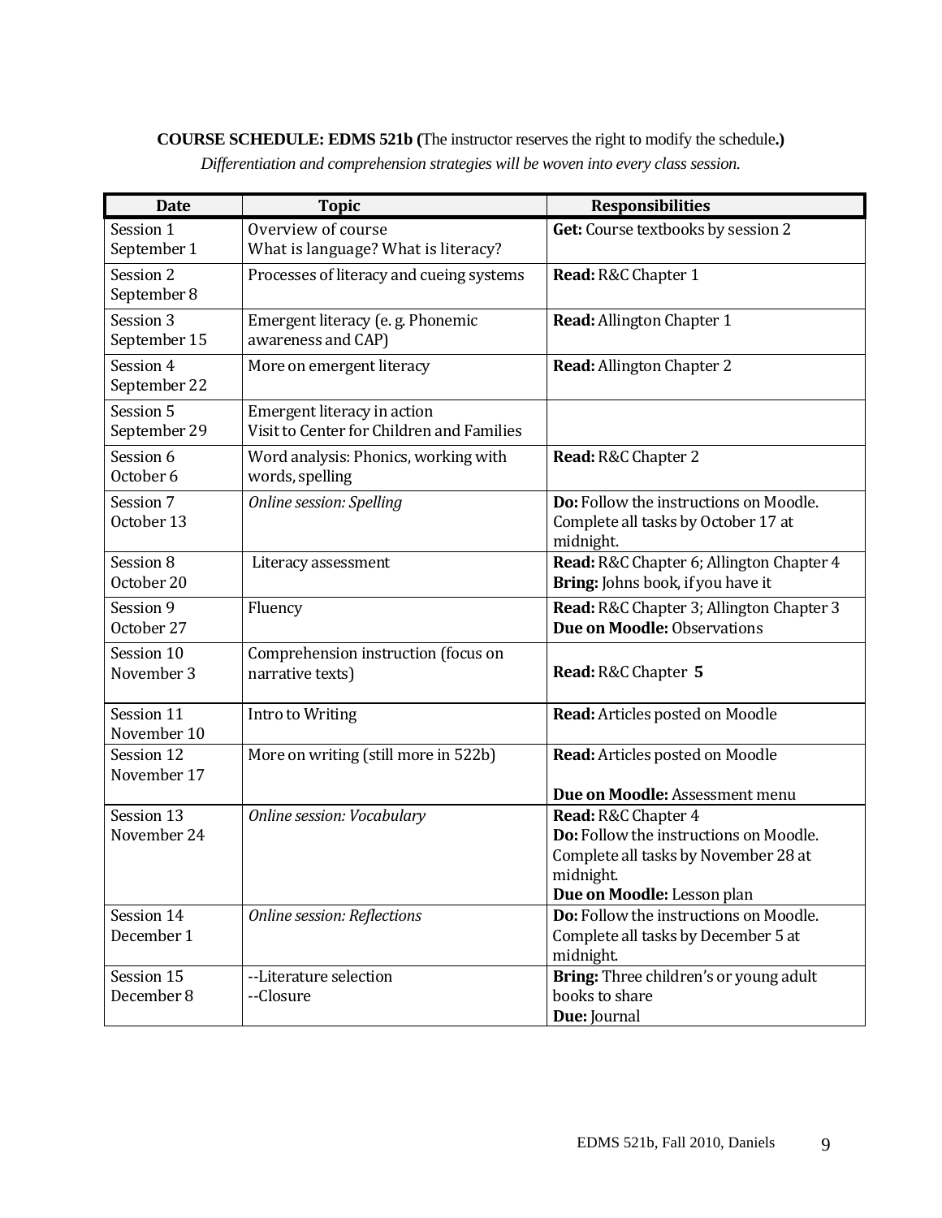**COURSE SCHEDULE: EDMS 521b (**The instructor reserves the right to modify the schedule**.)**

*Differentiation and comprehension strategies will be woven into every class session.*

| Date | Topic | Responsibilities |
|---|---|---|
| Session 1<br>September 1 | Overview of course<br>What is language? What is literacy? | **Get:** Course textbooks by session 2 |
| Session 2<br>September 8 | Processes of literacy and cueing systems | **Read:** R&C Chapter 1 |
| Session 3<br>September 15 | Emergent literacy (e. g. Phonemic awareness and CAP) | **Read:** Allington Chapter 1 |
| Session 4<br>September 22 | More on emergent literacy | **Read:** Allington Chapter 2 |
| Session 5<br>September 29 | Emergent literacy in action<br>Visit to Center for Children and Families | |
| Session 6<br>October 6 | Word analysis: Phonics, working with words, spelling | **Read:** R&C Chapter 2 |
| Session 7<br>October 13 | *Online session: Spelling* | **Do:** Follow the instructions on Moodle. Complete all tasks by October 17 at midnight. |
| Session 8<br>October 20 | Literacy assessment | **Read:** R&C Chapter 6; Allington Chapter 4<br>**Bring:** Johns book, if you have it |
| Session 9<br>October 27 | Fluency | **Read:** R&C Chapter 3; Allington Chapter 3<br>**Due on Moodle:** Observations |
| Session 10<br>November 3 | Comprehension instruction (focus on narrative texts) | **Read:** R&C Chapter **5** |
| Session 11<br>November 10 | Intro to Writing | **Read:** Articles posted on Moodle |
| Session 12<br>November 17 | More on writing (still more in 522b) | **Read:** Articles posted on Moodle<br><br>**Due on Moodle:** Assessment menu |
| Session 13<br>November 24 | *Online session: Vocabulary* | **Read:** R&C Chapter 4<br>**Do:** Follow the instructions on Moodle. Complete all tasks by November 28 at midnight.<br>**Due on Moodle:** Lesson plan |
| Session 14<br>December 1 | *Online session: Reflections* | **Do:** Follow the instructions on Moodle. Complete all tasks by December 5 at midnight. |
| Session 15<br>December 8 | --Literature selection<br>--Closure | **Bring:** Three children's or young adult books to share<br>**Due:** Journal |